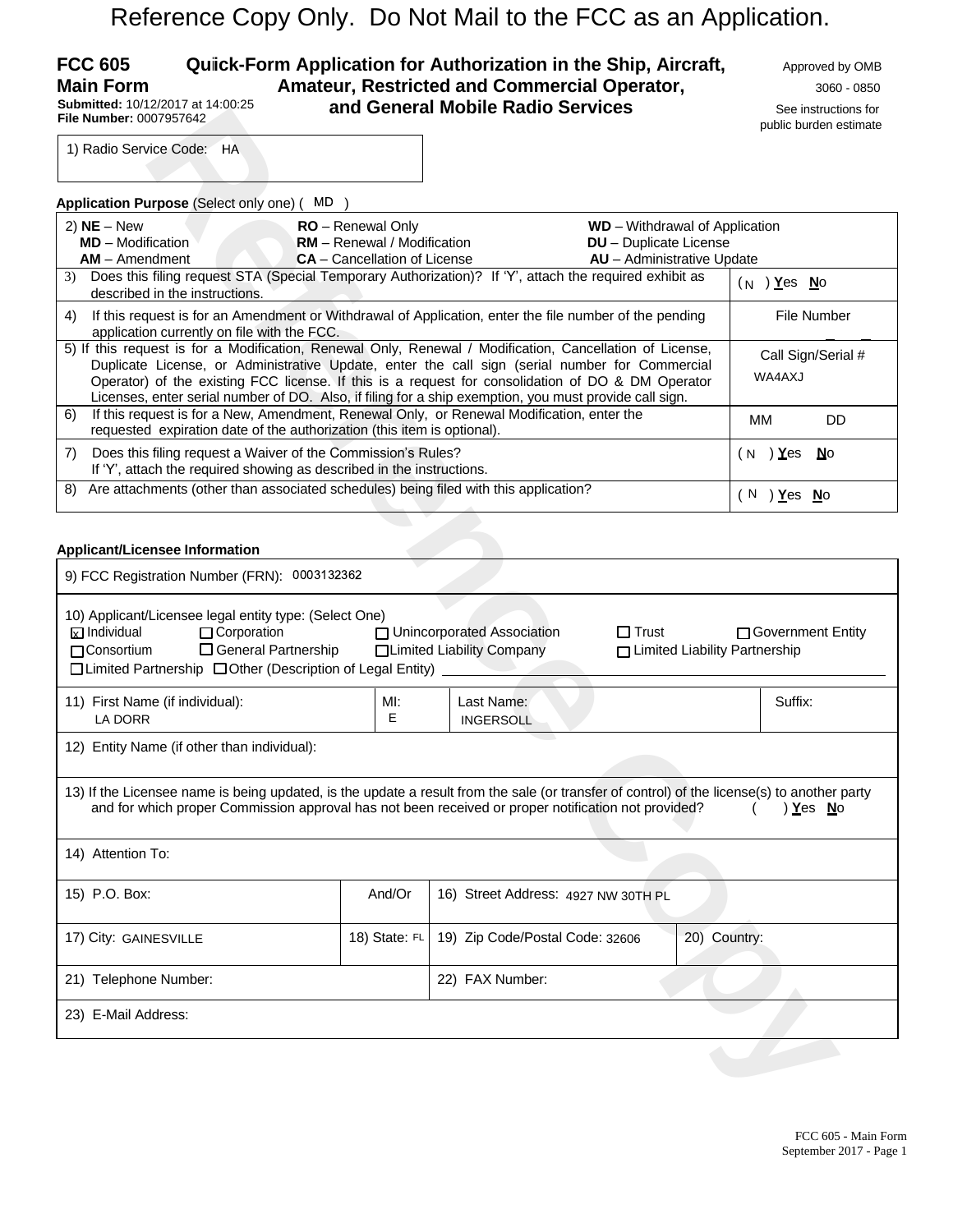Reference Copy Only. Do Not Mail to the FCC as an Application.

**FCC 605 Main Form**
**Submitted:** 10/12/2017 at 14:00:25
**File Number:** 0007957642

# Quick-Form Application for Authorization in the Ship, Aircraft, Amateur, Restricted and Commercial Operator, and General Mobile Radio Services

Approved by OMB 3060 - 0850
See instructions for public burden estimate

1) Radio Service Code: HA

**Application Purpose** (Select only one) ( MD )

| | |
|---|---|
| 2) **NE** – New &nbsp; **MD** – Modification &nbsp; **AM** – Amendment &nbsp; **RO** – Renewal Only &nbsp; **RM** – Renewal / Modification &nbsp; **CA** – Cancellation of License &nbsp; **WD** – Withdrawal of Application &nbsp; **DU** – Duplicate License &nbsp; **AU** – Administrative Update | |
| 3) Does this filing request STA (Special Temporary Authorization)? If 'Y', attach the required exhibit as described in the instructions. | ( N ) **Y**es **N**o |
| 4) If this request is for an Amendment or Withdrawal of Application, enter the file number of the pending application currently on file with the FCC. | File Number |
| 5) If this request is for a Modification, Renewal Only, Renewal / Modification, Cancellation of License, Duplicate License, or Administrative Update, enter the call sign (serial number for Commercial Operator) of the existing FCC license. If this is a request for consolidation of DO & DM Operator Licenses, enter serial number of DO. Also, if filing for a ship exemption, you must provide call sign. | Call Sign/Serial # WA4AXJ |
| 6) If this request is for a New, Amendment, Renewal Only, or Renewal Modification, enter the requested expiration date of the authorization (this item is optional). | MM DD |
| 7) Does this filing request a Waiver of the Commission's Rules? If 'Y', attach the required showing as described in the instructions. | ( N ) **Y**es **N**o |
| 8) Are attachments (other than associated schedules) being filed with this application? | ( N ) **Y**es **N**o |

**Applicant/Licensee Information**

9) FCC Registration Number (FRN): 0003132362

10) Applicant/Licensee legal entity type: (Select One)
- [x] Individual
- [ ] Corporation
- [ ] Unincorporated Association
- [ ] Trust
- [ ] Government Entity
- [ ] Consortium
- [ ] General Partnership
- [ ] Limited Liability Company
- [ ] Limited Liability Partnership
- [ ] Limited Partnership
- [ ] Other (Description of Legal Entity)

| 11) First Name (if individual): | MI: | Last Name: | Suffix: |
|---|---|---|---|
| LA DORR | E | INGERSOLL | |

12) Entity Name (if other than individual):

13) If the Licensee name is being updated, is the update a result from the sale (or transfer of control) of the license(s) to another party and for which proper Commission approval has not been received or proper notification not provided? ( ) **Y**es **N**o

14) Attention To:

| | | | |
|---|---|---|---|
| 15) P.O. Box: | And/Or | 16) Street Address: 4927 NW 30TH PL | |
| 17) City: GAINESVILLE | 18) State: FL | 19) Zip Code/Postal Code: 32606 | 20) Country: |
| 21) Telephone Number: | | 22) FAX Number: | |
| 23) E-Mail Address: | | | |

FCC 605 - Main Form
September 2017 - Page 1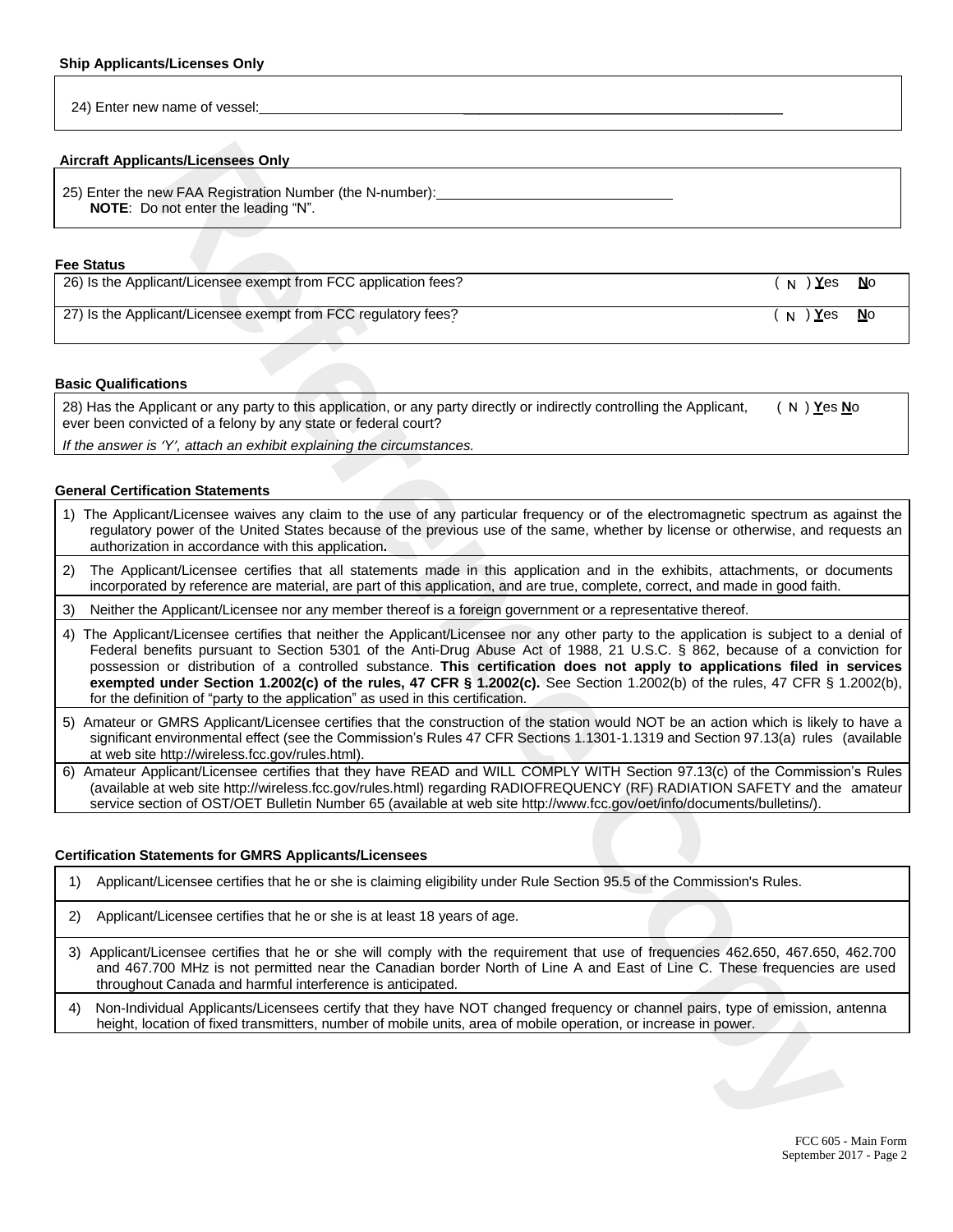#### Ship Applicants/Licenses Only

24) Enter new name of vessel: ______________________________________________

#### Aircraft Applicants/Licensees Only

25) Enter the new FAA Registration Number (the N-number): ______________________________
**NOTE**: Do not enter the leading "N".

#### Fee Status

| | |
|---|---|
| 26) Is the Applicant/Licensee exempt from FCC application fees? | ( N ) **Y**es **N**o |
| 27) Is the Applicant/Licensee exempt from FCC regulatory fees? | ( N ) **Y**es **N**o |

#### Basic Qualifications

| | |
|---|---|
| 28) Has the Applicant or any party to this application, or any party directly or indirectly controlling the Applicant, ever been convicted of a felony by any state or federal court? | ( N ) **Y**es **N**o |

*If the answer is 'Y', attach an exhibit explaining the circumstances.*

#### General Certification Statements

1) The Applicant/Licensee waives any claim to the use of any particular frequency or of the electromagnetic spectrum as against the regulatory power of the United States because of the previous use of the same, whether by license or otherwise, and requests an authorization in accordance with this application**.**
2) The Applicant/Licensee certifies that all statements made in this application and in the exhibits, attachments, or documents incorporated by reference are material, are part of this application, and are true, complete, correct, and made in good faith.
3) Neither the Applicant/Licensee nor any member thereof is a foreign government or a representative thereof.
4) The Applicant/Licensee certifies that neither the Applicant/Licensee nor any other party to the application is subject to a denial of Federal benefits pursuant to Section 5301 of the Anti-Drug Abuse Act of 1988, 21 U.S.C. § 862, because of a conviction for possession or distribution of a controlled substance. **This certification does not apply to applications filed in services exempted under Section 1.2002(c) of the rules, 47 CFR § 1.2002(c).** See Section 1.2002(b) of the rules, 47 CFR § 1.2002(b), for the definition of "party to the application" as used in this certification.
5) Amateur or GMRS Applicant/Licensee certifies that the construction of the station would NOT be an action which is likely to have a significant environmental effect (see the Commission's Rules 47 CFR Sections 1.1301-1.1319 and Section 97.13(a) rules (available at web site http://wireless.fcc.gov/rules.html).
6) Amateur Applicant/Licensee certifies that they have READ and WILL COMPLY WITH Section 97.13(c) of the Commission's Rules (available at web site http://wireless.fcc.gov/rules.html) regarding RADIOFREQUENCY (RF) RADIATION SAFETY and the amateur service section of OST/OET Bulletin Number 65 (available at web site http://www.fcc.gov/oet/info/documents/bulletins/).

#### Certification Statements for GMRS Applicants/Licensees

1) Applicant/Licensee certifies that he or she is claiming eligibility under Rule Section 95.5 of the Commission's Rules.
2) Applicant/Licensee certifies that he or she is at least 18 years of age.
3) Applicant/Licensee certifies that he or she will comply with the requirement that use of frequencies 462.650, 467.650, 462.700 and 467.700 MHz is not permitted near the Canadian border North of Line A and East of Line C. These frequencies are used throughout Canada and harmful interference is anticipated.
4) Non-Individual Applicants/Licensees certify that they have NOT changed frequency or channel pairs, type of emission, antenna height, location of fixed transmitters, number of mobile units, area of mobile operation, or increase in power.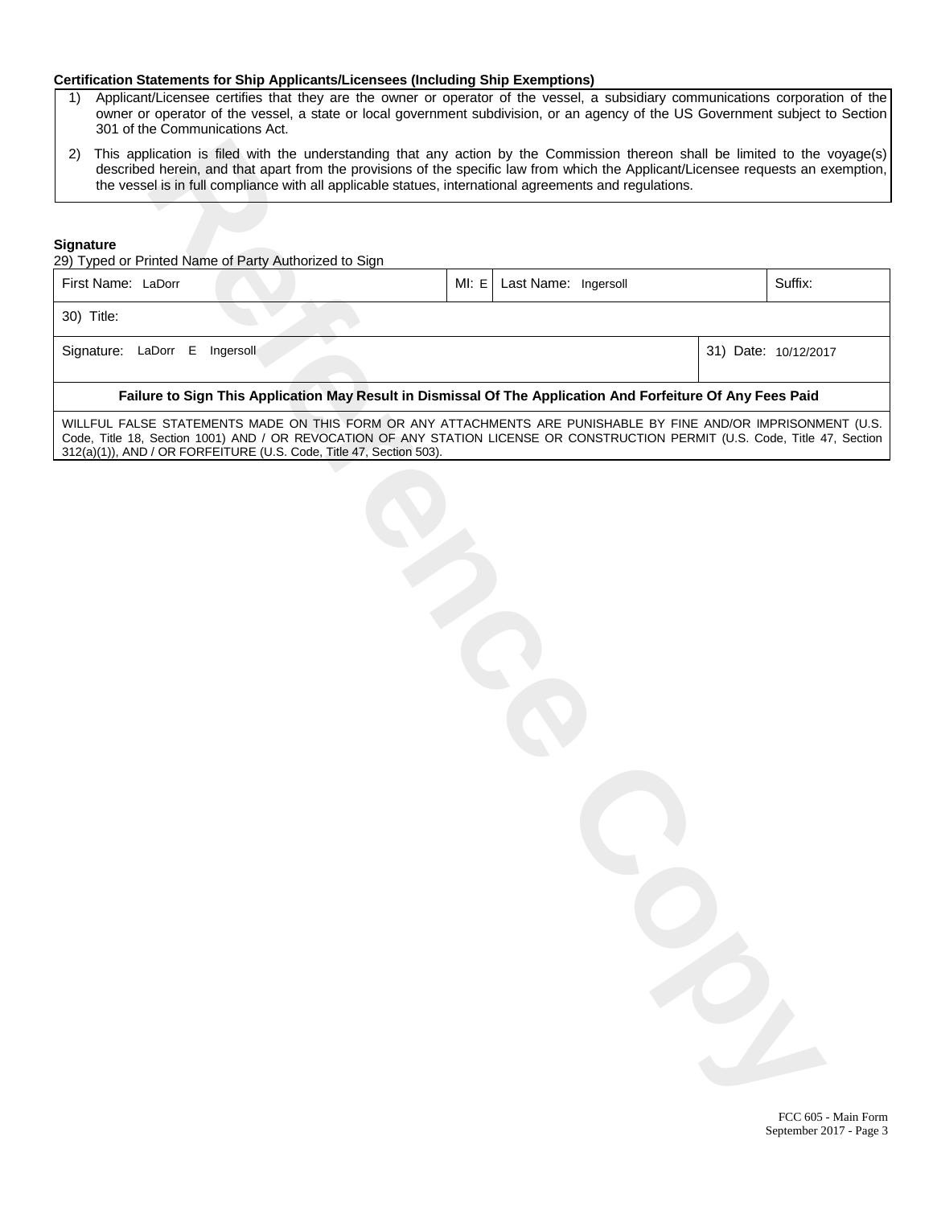**Certification Statements for Ship Applicants/Licensees (Including Ship Exemptions)**

1) Applicant/Licensee certifies that they are the owner or operator of the vessel, a subsidiary communications corporation of the owner or operator of the vessel, a state or local government subdivision, or an agency of the US Government subject to Section 301 of the Communications Act.

2) This application is filed with the understanding that any action by the Commission thereon shall be limited to the voyage(s) described herein, and that apart from the provisions of the specific law from which the Applicant/Licensee requests an exemption, the vessel is in full compliance with all applicable statues, international agreements and regulations.

**Signature**

29) Typed or Printed Name of Party Authorized to Sign

| First Name: LaDorr | MI: E | Last Name: Ingersoll | Suffix: |
|---|---|---|---|
| 30) Title: | | | |
| Signature: LaDorr E Ingersoll | | | 31) Date: 10/12/2017 |

**Failure to Sign This Application May Result in Dismissal Of The Application And Forfeiture Of Any Fees Paid**

WILLFUL FALSE STATEMENTS MADE ON THIS FORM OR ANY ATTACHMENTS ARE PUNISHABLE BY FINE AND/OR IMPRISONMENT (U.S. Code, Title 18, Section 1001) AND / OR REVOCATION OF ANY STATION LICENSE OR CONSTRUCTION PERMIT (U.S. Code, Title 47, Section 312(a)(1)), AND / OR FORFEITURE (U.S. Code, Title 47, Section 503).

FCC 605 - Main Form
September 2017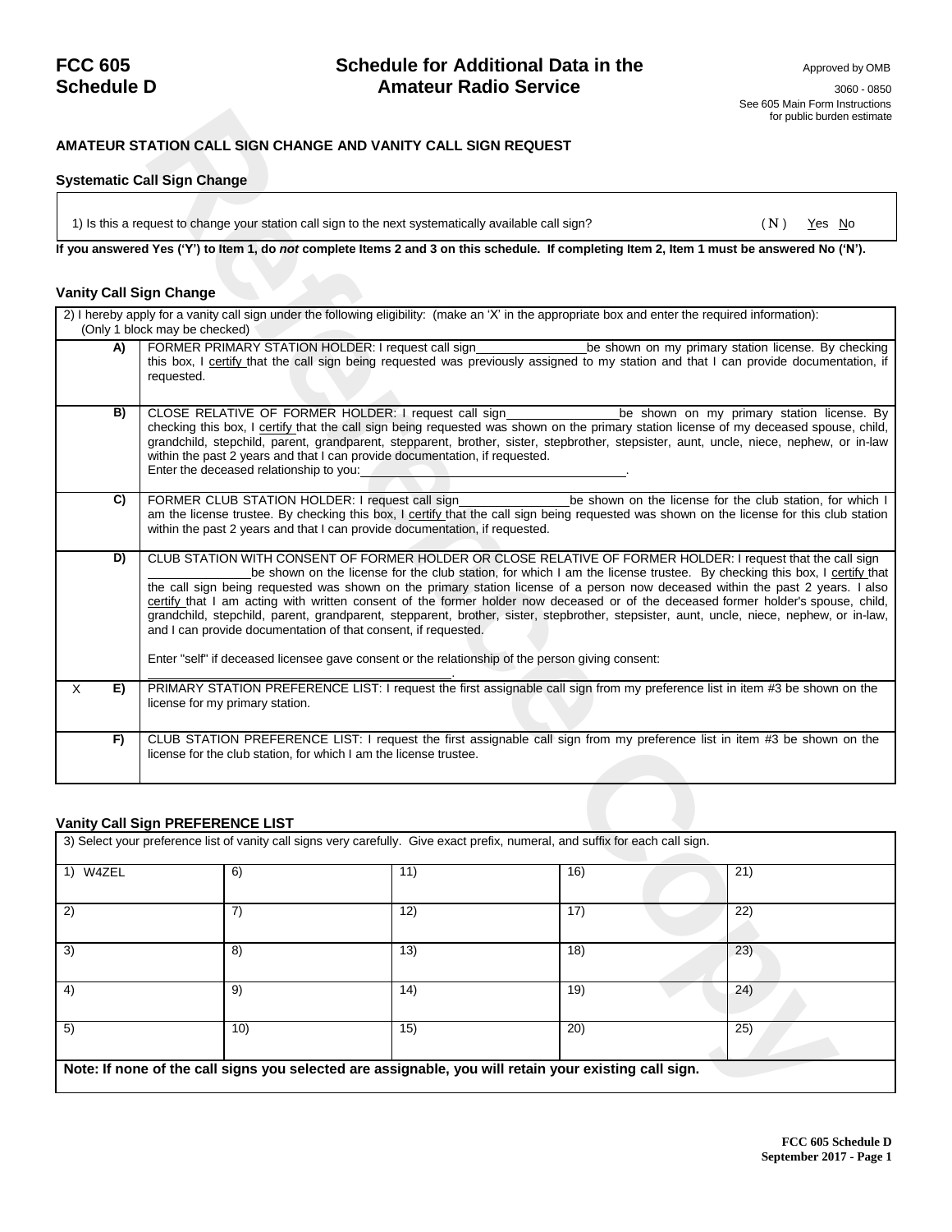# FCC 605 Schedule D

## Schedule for Additional Data in the Amateur Radio Service

Approved by OMB
3060 - 0850
See 605 Main Form Instructions for public burden estimate

### AMATEUR STATION CALL SIGN CHANGE AND VANITY CALL SIGN REQUEST

### Systematic Call Sign Change

1) Is this a request to change your station call sign to the next systematically available call sign? ( N ) Yes No

**If you answered Yes ('Y') to Item 1, do *not* complete Items 2 and 3 on this schedule. If completing Item 2, Item 1 must be answered No ('N').**

### Vanity Call Sign Change

2) I hereby apply for a vanity call sign under the following eligibility: (make an 'X' in the appropriate box and enter the required information): (Only 1 block may be checked)

| | | |
|---|---|---|
| | A) | FORMER PRIMARY STATION HOLDER: I request call sign________________be shown on my primary station license. By checking this box, I certify that the call sign being requested was previously assigned to my station and that I can provide documentation, if requested. |
| | B) | CLOSE RELATIVE OF FORMER HOLDER: I request call sign________________be shown on my primary station license. By checking this box, I certify that the call sign being requested was shown on the primary station license of my deceased spouse, child, grandchild, stepchild, parent, grandparent, stepparent, brother, sister, stepbrother, stepsister, aunt, uncle, niece, nephew, or in-law within the past 2 years and that I can provide documentation, if requested. Enter the deceased relationship to you:____________________________________. |
| | C) | FORMER CLUB STATION HOLDER: I request call sign________________be shown on the license for the club station, for which I am the license trustee. By checking this box, I certify that the call sign being requested was shown on the license for this club station within the past 2 years and that I can provide documentation, if requested. |
| | D) | CLUB STATION WITH CONSENT OF FORMER HOLDER OR CLOSE RELATIVE OF FORMER HOLDER: I request that the call sign ________________be shown on the license for the club station, for which I am the license trustee. By checking this box, I certify that the call sign being requested was shown on the primary station license of a person now deceased within the past 2 years. I also certify that I am acting with written consent of the former holder now deceased or of the deceased former holder's spouse, child, grandchild, stepchild, parent, grandparent, stepparent, brother, sister, stepbrother, stepsister, aunt, uncle, niece, nephew, or in-law, and I can provide documentation of that consent, if requested. Enter "self" if deceased licensee gave consent or the relationship of the person giving consent: ____________________________________________. |
| X | E) | PRIMARY STATION PREFERENCE LIST: I request the first assignable call sign from my preference list in item #3 be shown on the license for my primary station. |
| | F) | CLUB STATION PREFERENCE LIST: I request the first assignable call sign from my preference list in item #3 be shown on the license for the club station, for which I am the license trustee. |

### Vanity Call Sign PREFERENCE LIST

3) Select your preference list of vanity call signs very carefully. Give exact prefix, numeral, and suffix for each call sign.

| | | | | |
|---|---|---|---|---|
| 1) W4ZEL | 6) | 11) | 16) | 21) |
| 2) | 7) | 12) | 17) | 22) |
| 3) | 8) | 13) | 18) | 23) |
| 4) | 9) | 14) | 19) | 24) |
| 5) | 10) | 15) | 20) | 25) |

**Note: If none of the call signs you selected are assignable, you will retain your existing call sign.**

FCC 605 Schedule D
September 2017 - Page 1